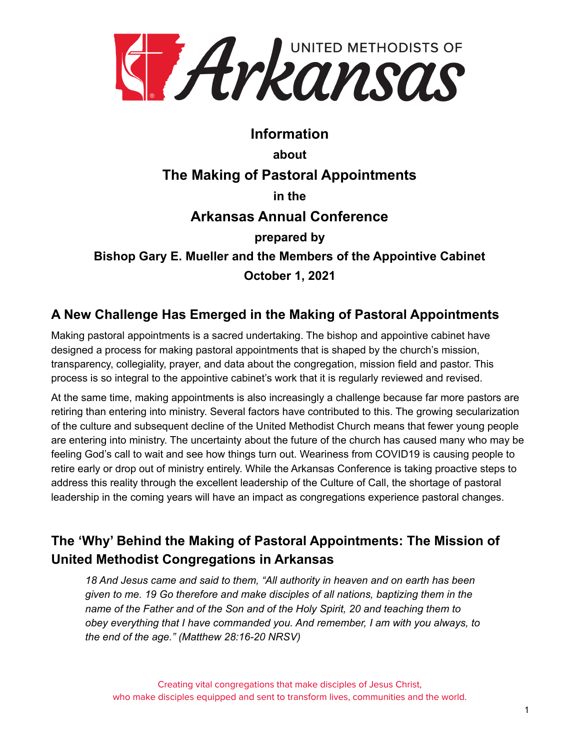UNITED METHODISTS OF Arkansas

# Information

**about**

# The Making of Pastoral Appointments

**in the**

# Arkansas Annual Conference

**prepared by**

**Bishop Gary E. Mueller and the Members of the Appointive Cabinet**

**October 1, 2021**

## A New Challenge Has Emerged in the Making of Pastoral Appointments

Making pastoral appointments is a sacred undertaking. The bishop and appointive cabinet have designed a process for making pastoral appointments that is shaped by the church's mission, transparency, collegiality, prayer, and data about the congregation, mission field and pastor. This process is so integral to the appointive cabinet's work that it is regularly reviewed and revised.

At the same time, making appointments is also increasingly a challenge because far more pastors are retiring than entering into ministry. Several factors have contributed to this. The growing secularization of the culture and subsequent decline of the United Methodist Church means that fewer young people are entering into ministry. The uncertainty about the future of the church has caused many who may be feeling God's call to wait and see how things turn out. Weariness from COVID19 is causing people to retire early or drop out of ministry entirely. While the Arkansas Conference is taking proactive steps to address this reality through the excellent leadership of the Culture of Call, the shortage of pastoral leadership in the coming years will have an impact as congregations experience pastoral changes.

## The 'Why' Behind the Making of Pastoral Appointments: The Mission of United Methodist Congregations in Arkansas

> *18 And Jesus came and said to them, "All authority in heaven and on earth has been given to me. 19 Go therefore and make disciples of all nations, baptizing them in the name of the Father and of the Son and of the Holy Spirit, 20 and teaching them to obey everything that I have commanded you. And remember, I am with you always, to the end of the age." (Matthew 28:16-20 NRSV)*

Creating vital congregations that make disciples of Jesus Christ, who make disciples equipped and sent to transform lives, communities and the world.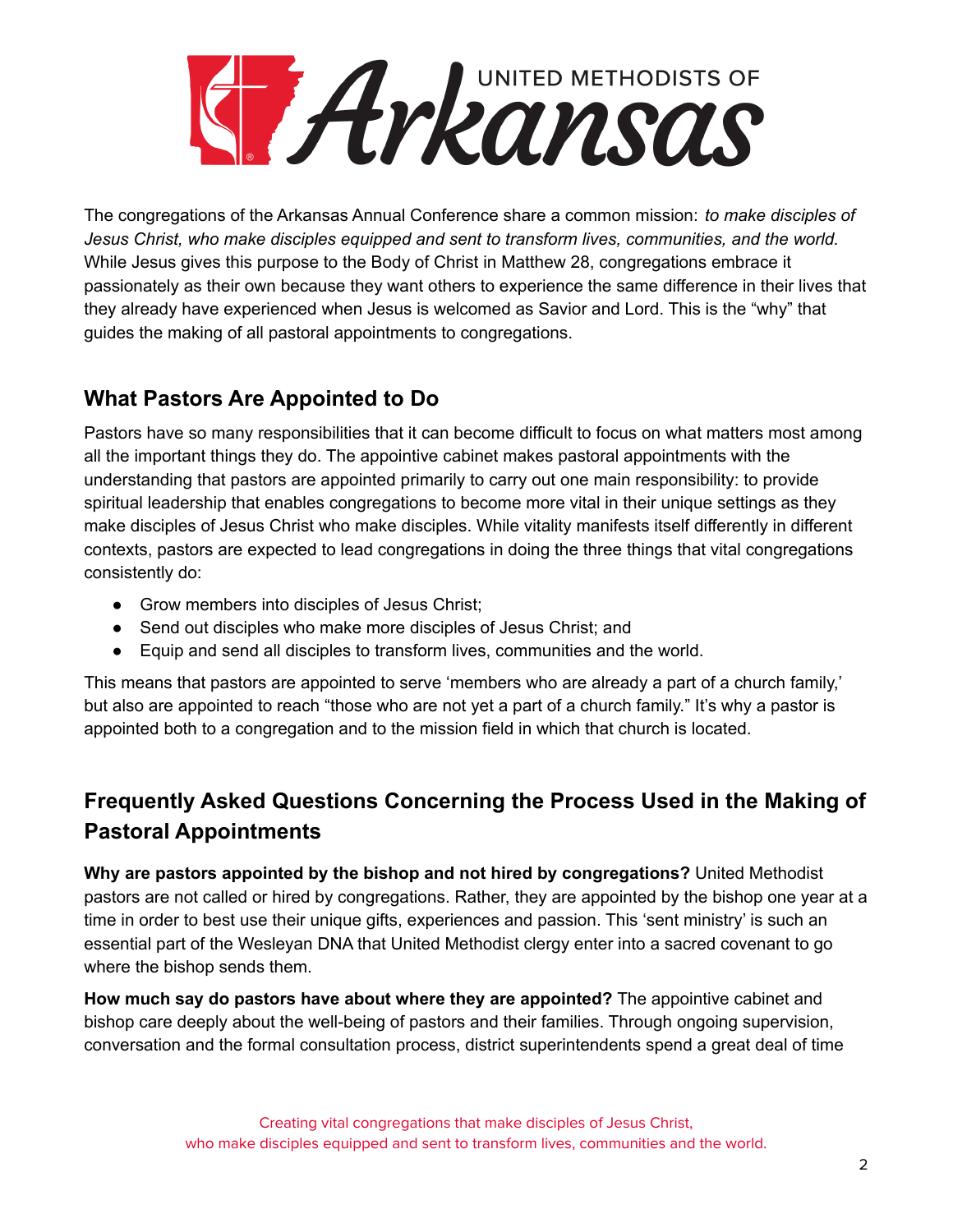The congregations of the Arkansas Annual Conference share a common mission: *to make disciples of Jesus Christ, who make disciples equipped and sent to transform lives, communities, and the world.* While Jesus gives this purpose to the Body of Christ in Matthew 28, congregations embrace it passionately as their own because they want others to experience the same difference in their lives that they already have experienced when Jesus is welcomed as Savior and Lord. This is the "why" that guides the making of all pastoral appointments to congregations.

## What Pastors Are Appointed to Do

Pastors have so many responsibilities that it can become difficult to focus on what matters most among all the important things they do. The appointive cabinet makes pastoral appointments with the understanding that pastors are appointed primarily to carry out one main responsibility: to provide spiritual leadership that enables congregations to become more vital in their unique settings as they make disciples of Jesus Christ who make disciples. While vitality manifests itself differently in different contexts, pastors are expected to lead congregations in doing the three things that vital congregations consistently do:

- Grow members into disciples of Jesus Christ;
- Send out disciples who make more disciples of Jesus Christ; and
- Equip and send all disciples to transform lives, communities and the world.

This means that pastors are appointed to serve 'members who are already a part of a church family,' but also are appointed to reach "those who are not yet a part of a church family." It's why a pastor is appointed both to a congregation and to the mission field in which that church is located.

## Frequently Asked Questions Concerning the Process Used in the Making of Pastoral Appointments

**Why are pastors appointed by the bishop and not hired by congregations?** United Methodist pastors are not called or hired by congregations. Rather, they are appointed by the bishop one year at a time in order to best use their unique gifts, experiences and passion. This 'sent ministry' is such an essential part of the Wesleyan DNA that United Methodist clergy enter into a sacred covenant to go where the bishop sends them.

**How much say do pastors have about where they are appointed?** The appointive cabinet and bishop care deeply about the well-being of pastors and their families. Through ongoing supervision, conversation and the formal consultation process, district superintendents spend a great deal of time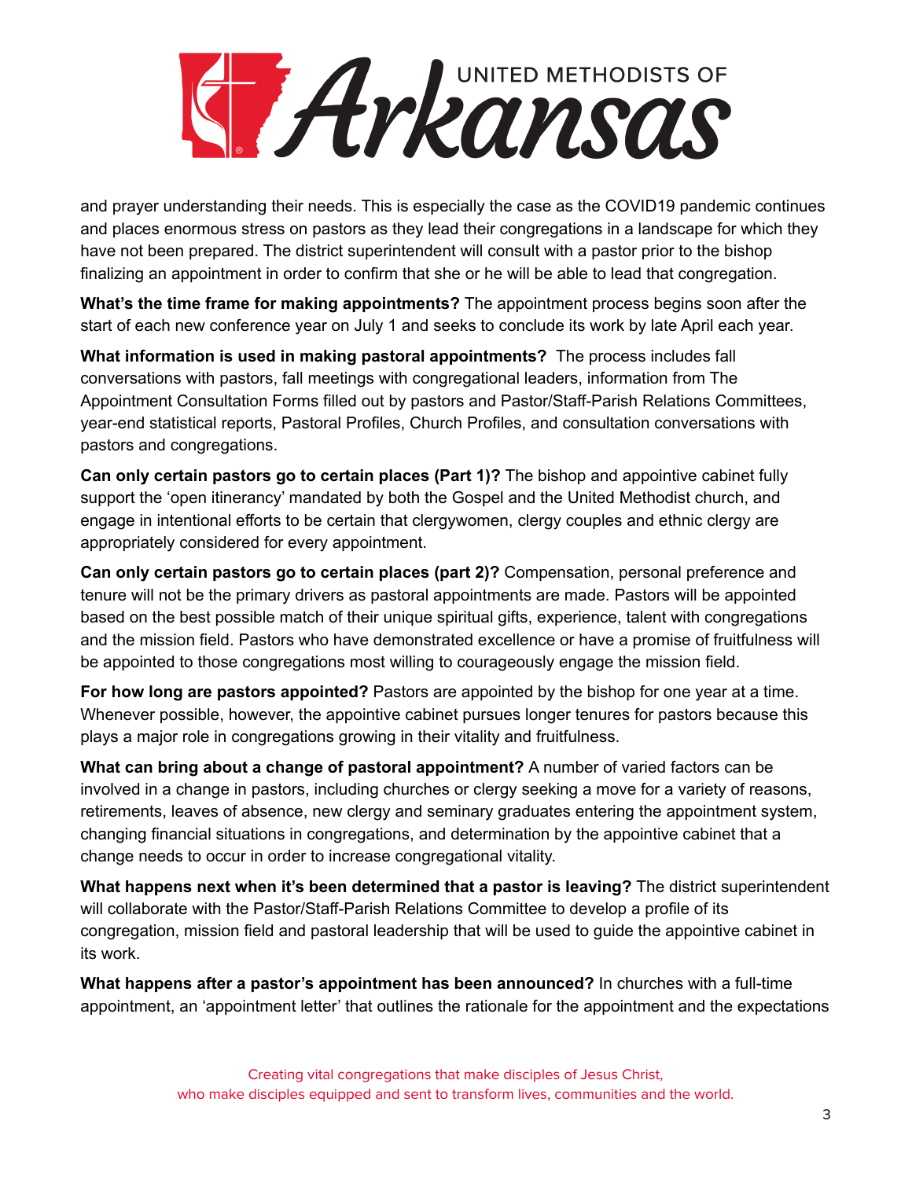and prayer understanding their needs. This is especially the case as the COVID19 pandemic continues and places enormous stress on pastors as they lead their congregations in a landscape for which they have not been prepared. The district superintendent will consult with a pastor prior to the bishop finalizing an appointment in order to confirm that she or he will be able to lead that congregation.

**What's the time frame for making appointments?** The appointment process begins soon after the start of each new conference year on July 1 and seeks to conclude its work by late April each year.

**What information is used in making pastoral appointments?** The process includes fall conversations with pastors, fall meetings with congregational leaders, information from The Appointment Consultation Forms filled out by pastors and Pastor/Staff-Parish Relations Committees, year-end statistical reports, Pastoral Profiles, Church Profiles, and consultation conversations with pastors and congregations.

**Can only certain pastors go to certain places (Part 1)?** The bishop and appointive cabinet fully support the 'open itinerancy' mandated by both the Gospel and the United Methodist church, and engage in intentional efforts to be certain that clergywomen, clergy couples and ethnic clergy are appropriately considered for every appointment.

**Can only certain pastors go to certain places (part 2)?** Compensation, personal preference and tenure will not be the primary drivers as pastoral appointments are made. Pastors will be appointed based on the best possible match of their unique spiritual gifts, experience, talent with congregations and the mission field. Pastors who have demonstrated excellence or have a promise of fruitfulness will be appointed to those congregations most willing to courageously engage the mission field.

**For how long are pastors appointed?** Pastors are appointed by the bishop for one year at a time. Whenever possible, however, the appointive cabinet pursues longer tenures for pastors because this plays a major role in congregations growing in their vitality and fruitfulness.

**What can bring about a change of pastoral appointment?** A number of varied factors can be involved in a change in pastors, including churches or clergy seeking a move for a variety of reasons, retirements, leaves of absence, new clergy and seminary graduates entering the appointment system, changing financial situations in congregations, and determination by the appointive cabinet that a change needs to occur in order to increase congregational vitality.

**What happens next when it's been determined that a pastor is leaving?** The district superintendent will collaborate with the Pastor/Staff-Parish Relations Committee to develop a profile of its congregation, mission field and pastoral leadership that will be used to guide the appointive cabinet in its work.

**What happens after a pastor's appointment has been announced?** In churches with a full-time appointment, an 'appointment letter' that outlines the rationale for the appointment and the expectations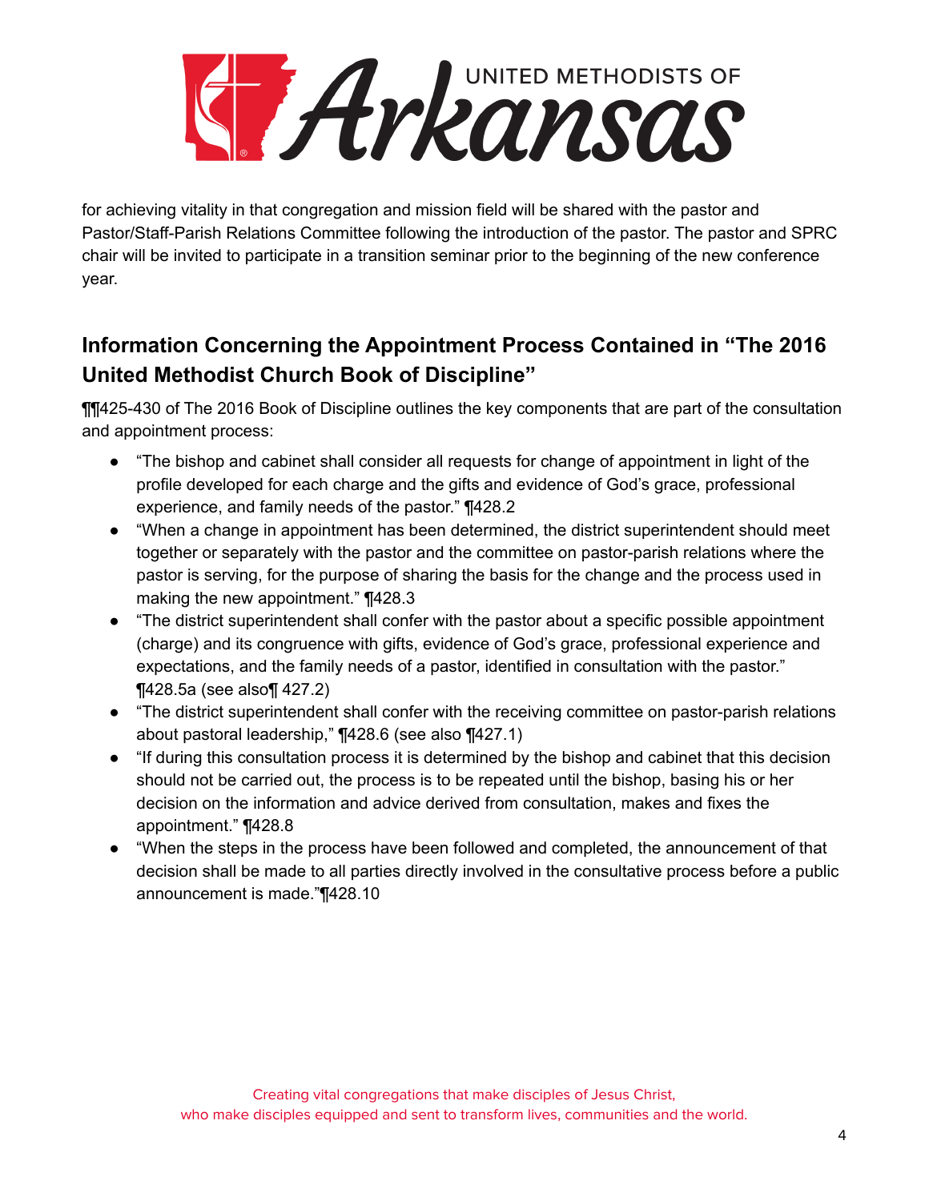for achieving vitality in that congregation and mission field will be shared with the pastor and Pastor/Staff-Parish Relations Committee following the introduction of the pastor. The pastor and SPRC chair will be invited to participate in a transition seminar prior to the beginning of the new conference year.

## Information Concerning the Appointment Process Contained in "The 2016 United Methodist Church Book of Discipline"

¶¶425-430 of The 2016 Book of Discipline outlines the key components that are part of the consultation and appointment process:

- "The bishop and cabinet shall consider all requests for change of appointment in light of the profile developed for each charge and the gifts and evidence of God's grace, professional experience, and family needs of the pastor." ¶428.2
- "When a change in appointment has been determined, the district superintendent should meet together or separately with the pastor and the committee on pastor-parish relations where the pastor is serving, for the purpose of sharing the basis for the change and the process used in making the new appointment." ¶428.3
- "The district superintendent shall confer with the pastor about a specific possible appointment (charge) and its congruence with gifts, evidence of God's grace, professional experience and expectations, and the family needs of a pastor, identified in consultation with the pastor." ¶428.5a (see also¶ 427.2)
- "The district superintendent shall confer with the receiving committee on pastor-parish relations about pastoral leadership," ¶428.6 (see also ¶427.1)
- "If during this consultation process it is determined by the bishop and cabinet that this decision should not be carried out, the process is to be repeated until the bishop, basing his or her decision on the information and advice derived from consultation, makes and fixes the appointment." ¶428.8
- "When the steps in the process have been followed and completed, the announcement of that decision shall be made to all parties directly involved in the consultative process before a public announcement is made."¶428.10